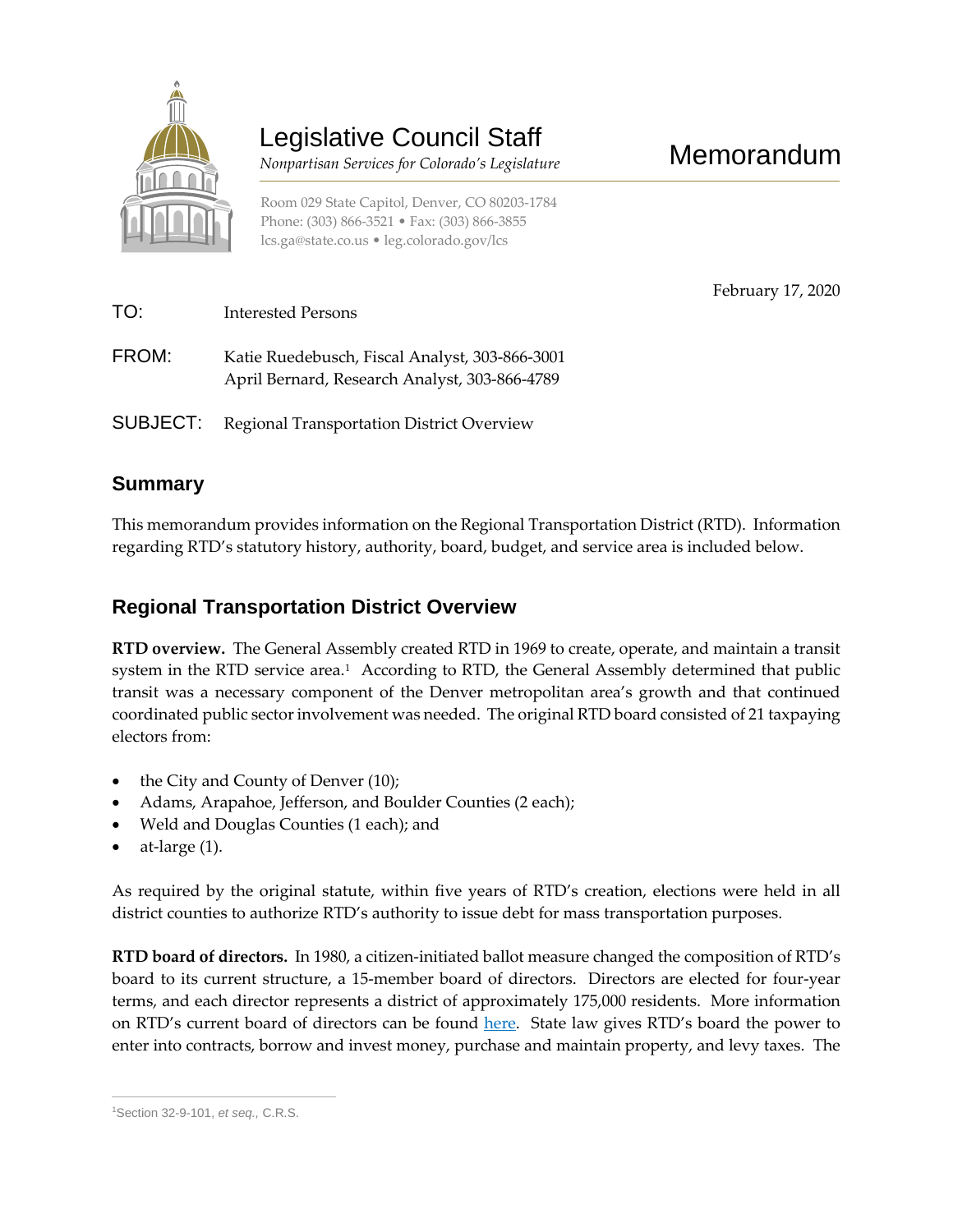# Legislative Council Staff

*Nonpartisan Services for Colorado's Legislature*

# Memorandum

Room 029 State Capitol, Denver, CO 80203-1784
Phone: (303) 866-3521 • Fax: (303) 866-3855
lcs.ga@state.co.us • leg.colorado.gov/lcs

February 17, 2020

TO: Interested Persons

FROM: Katie Ruedebusch, Fiscal Analyst, 303-866-3001
April Bernard, Research Analyst, 303-866-4789

SUBJECT: Regional Transportation District Overview

## Summary

This memorandum provides information on the Regional Transportation District (RTD). Information regarding RTD's statutory history, authority, board, budget, and service area is included below.

## Regional Transportation District Overview

**RTD overview.** The General Assembly created RTD in 1969 to create, operate, and maintain a transit system in the RTD service area.[1] According to RTD, the General Assembly determined that public transit was a necessary component of the Denver metropolitan area's growth and that continued coordinated public sector involvement was needed. The original RTD board consisted of 21 taxpaying electors from:

- the City and County of Denver (10);
- Adams, Arapahoe, Jefferson, and Boulder Counties (2 each);
- Weld and Douglas Counties (1 each); and
- at-large (1).

As required by the original statute, within five years of RTD's creation, elections were held in all district counties to authorize RTD's authority to issue debt for mass transportation purposes.

**RTD board of directors.** In 1980, a citizen-initiated ballot measure changed the composition of RTD's board to its current structure, a 15-member board of directors. Directors are elected for four-year terms, and each director represents a district of approximately 175,000 residents. More information on RTD's current board of directors can be found here. State law gives RTD's board the power to enter into contracts, borrow and invest money, purchase and maintain property, and levy taxes. The

[1] Section 32-9-101, *et seq.*, C.R.S.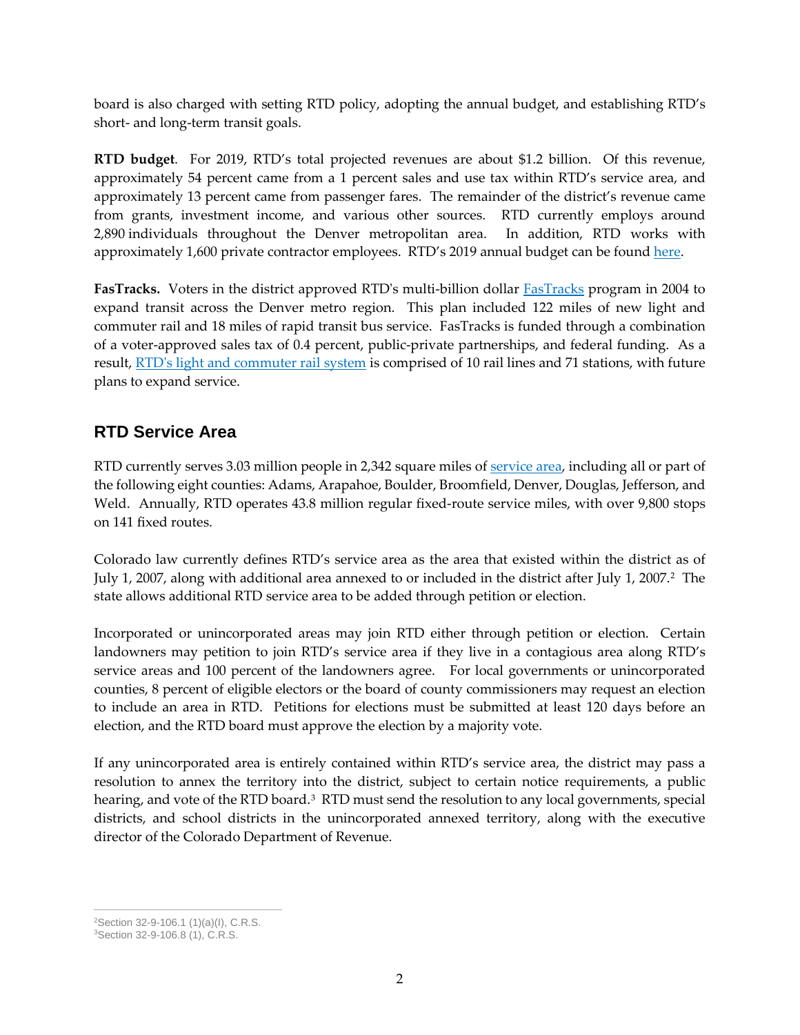board is also charged with setting RTD policy, adopting the annual budget, and establishing RTD's short- and long-term transit goals.

**RTD budget**. For 2019, RTD's total projected revenues are about $1.2 billion. Of this revenue, approximately 54 percent came from a 1 percent sales and use tax within RTD's service area, and approximately 13 percent came from passenger fares. The remainder of the district's revenue came from grants, investment income, and various other sources. RTD currently employs around 2,890 individuals throughout the Denver metropolitan area. In addition, RTD works with approximately 1,600 private contractor employees. RTD's 2019 annual budget can be found here.

**FasTracks.** Voters in the district approved RTD's multi-billion dollar FasTracks program in 2004 to expand transit across the Denver metro region. This plan included 122 miles of new light and commuter rail and 18 miles of rapid transit bus service. FasTracks is funded through a combination of a voter-approved sales tax of 0.4 percent, public-private partnerships, and federal funding. As a result, RTD's light and commuter rail system is comprised of 10 rail lines and 71 stations, with future plans to expand service.

## RTD Service Area

RTD currently serves 3.03 million people in 2,342 square miles of service area, including all or part of the following eight counties: Adams, Arapahoe, Boulder, Broomfield, Denver, Douglas, Jefferson, and Weld. Annually, RTD operates 43.8 million regular fixed-route service miles, with over 9,800 stops on 141 fixed routes.

Colorado law currently defines RTD's service area as the area that existed within the district as of July 1, 2007, along with additional area annexed to or included in the district after July 1, 2007.[2] The state allows additional RTD service area to be added through petition or election.

Incorporated or unincorporated areas may join RTD either through petition or election. Certain landowners may petition to join RTD's service area if they live in a contagious area along RTD's service areas and 100 percent of the landowners agree. For local governments or unincorporated counties, 8 percent of eligible electors or the board of county commissioners may request an election to include an area in RTD. Petitions for elections must be submitted at least 120 days before an election, and the RTD board must approve the election by a majority vote.

If any unincorporated area is entirely contained within RTD's service area, the district may pass a resolution to annex the territory into the district, subject to certain notice requirements, a public hearing, and vote of the RTD board.[3] RTD must send the resolution to any local governments, special districts, and school districts in the unincorporated annexed territory, along with the executive director of the Colorado Department of Revenue.

---

[2] Section 32-9-106.1 (1)(a)(I), C.R.S.

[3] Section 32-9-106.8 (1), C.R.S.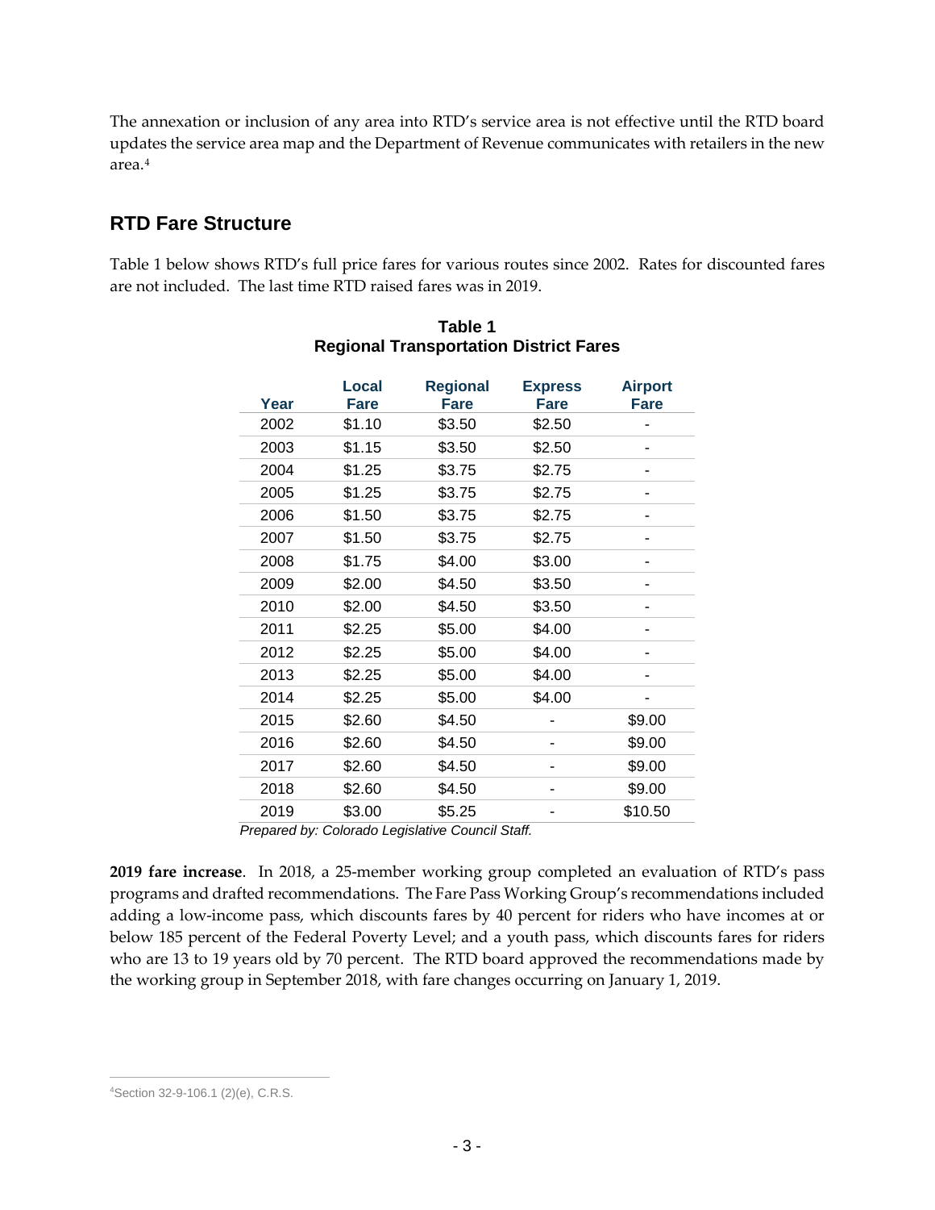The annexation or inclusion of any area into RTD's service area is not effective until the RTD board updates the service area map and the Department of Revenue communicates with retailers in the new area.[4]

## RTD Fare Structure

Table 1 below shows RTD's full price fares for various routes since 2002. Rates for discounted fares are not included. The last time RTD raised fares was in 2019.

**Table 1**
**Regional Transportation District Fares**

| Year | Local Fare | Regional Fare | Express Fare | Airport Fare |
|---|---|---|---|---|
| 2002 | $1.10 | $3.50 | $2.50 | - |
| 2003 | $1.15 | $3.50 | $2.50 | - |
| 2004 | $1.25 | $3.75 | $2.75 | - |
| 2005 | $1.25 | $3.75 | $2.75 | - |
| 2006 | $1.50 | $3.75 | $2.75 | - |
| 2007 | $1.50 | $3.75 | $2.75 | - |
| 2008 | $1.75 | $4.00 | $3.00 | - |
| 2009 | $2.00 | $4.50 | $3.50 | - |
| 2010 | $2.00 | $4.50 | $3.50 | - |
| 2011 | $2.25 | $5.00 | $4.00 | - |
| 2012 | $2.25 | $5.00 | $4.00 | - |
| 2013 | $2.25 | $5.00 | $4.00 | - |
| 2014 | $2.25 | $5.00 | $4.00 | - |
| 2015 | $2.60 | $4.50 | - | $9.00 |
| 2016 | $2.60 | $4.50 | - | $9.00 |
| 2017 | $2.60 | $4.50 | - | $9.00 |
| 2018 | $2.60 | $4.50 | - | $9.00 |
| 2019 | $3.00 | $5.25 | - | $10.50 |

*Prepared by: Colorado Legislative Council Staff.*

**2019 fare increase**. In 2018, a 25-member working group completed an evaluation of RTD's pass programs and drafted recommendations. The Fare Pass Working Group's recommendations included adding a low-income pass, which discounts fares by 40 percent for riders who have incomes at or below 185 percent of the Federal Poverty Level; and a youth pass, which discounts fares for riders who are 13 to 19 years old by 70 percent. The RTD board approved the recommendations made by the working group in September 2018, with fare changes occurring on January 1, 2019.

[4]Section 32-9-106.1 (2)(e), C.R.S.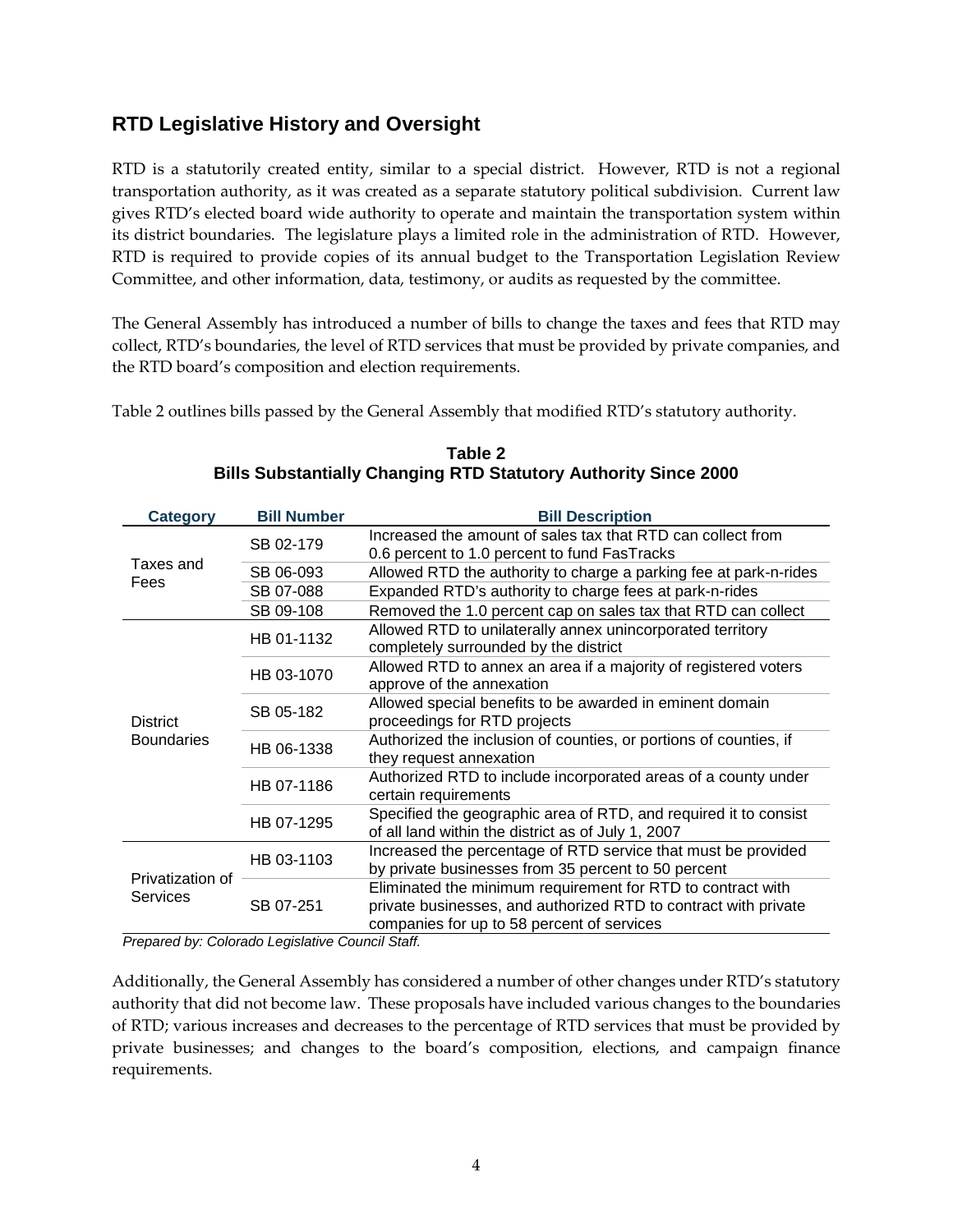## RTD Legislative History and Oversight

RTD is a statutorily created entity, similar to a special district. However, RTD is not a regional transportation authority, as it was created as a separate statutory political subdivision. Current law gives RTD's elected board wide authority to operate and maintain the transportation system within its district boundaries. The legislature plays a limited role in the administration of RTD. However, RTD is required to provide copies of its annual budget to the Transportation Legislation Review Committee, and other information, data, testimony, or audits as requested by the committee.

The General Assembly has introduced a number of bills to change the taxes and fees that RTD may collect, RTD's boundaries, the level of RTD services that must be provided by private companies, and the RTD board's composition and election requirements.

Table 2 outlines bills passed by the General Assembly that modified RTD's statutory authority.

**Table 2**
**Bills Substantially Changing RTD Statutory Authority Since 2000**

| Category | Bill Number | Bill Description |
|---|---|---|
| Taxes and Fees | SB 02-179 | Increased the amount of sales tax that RTD can collect from 0.6 percent to 1.0 percent to fund FasTracks |
| | SB 06-093 | Allowed RTD the authority to charge a parking fee at park-n-rides |
| | SB 07-088 | Expanded RTD's authority to charge fees at park-n-rides |
| | SB 09-108 | Removed the 1.0 percent cap on sales tax that RTD can collect |
| District Boundaries | HB 01-1132 | Allowed RTD to unilaterally annex unincorporated territory completely surrounded by the district |
| | HB 03-1070 | Allowed RTD to annex an area if a majority of registered voters approve of the annexation |
| | SB 05-182 | Allowed special benefits to be awarded in eminent domain proceedings for RTD projects |
| | HB 06-1338 | Authorized the inclusion of counties, or portions of counties, if they request annexation |
| | HB 07-1186 | Authorized RTD to include incorporated areas of a county under certain requirements |
| | HB 07-1295 | Specified the geographic area of RTD, and required it to consist of all land within the district as of July 1, 2007 |
| Privatization of Services | HB 03-1103 | Increased the percentage of RTD service that must be provided by private businesses from 35 percent to 50 percent |
| | SB 07-251 | Eliminated the minimum requirement for RTD to contract with private businesses, and authorized RTD to contract with private companies for up to 58 percent of services |

*Prepared by: Colorado Legislative Council Staff.*

Additionally, the General Assembly has considered a number of other changes under RTD's statutory authority that did not become law. These proposals have included various changes to the boundaries of RTD; various increases and decreases to the percentage of RTD services that must be provided by private businesses; and changes to the board's composition, elections, and campaign finance requirements.